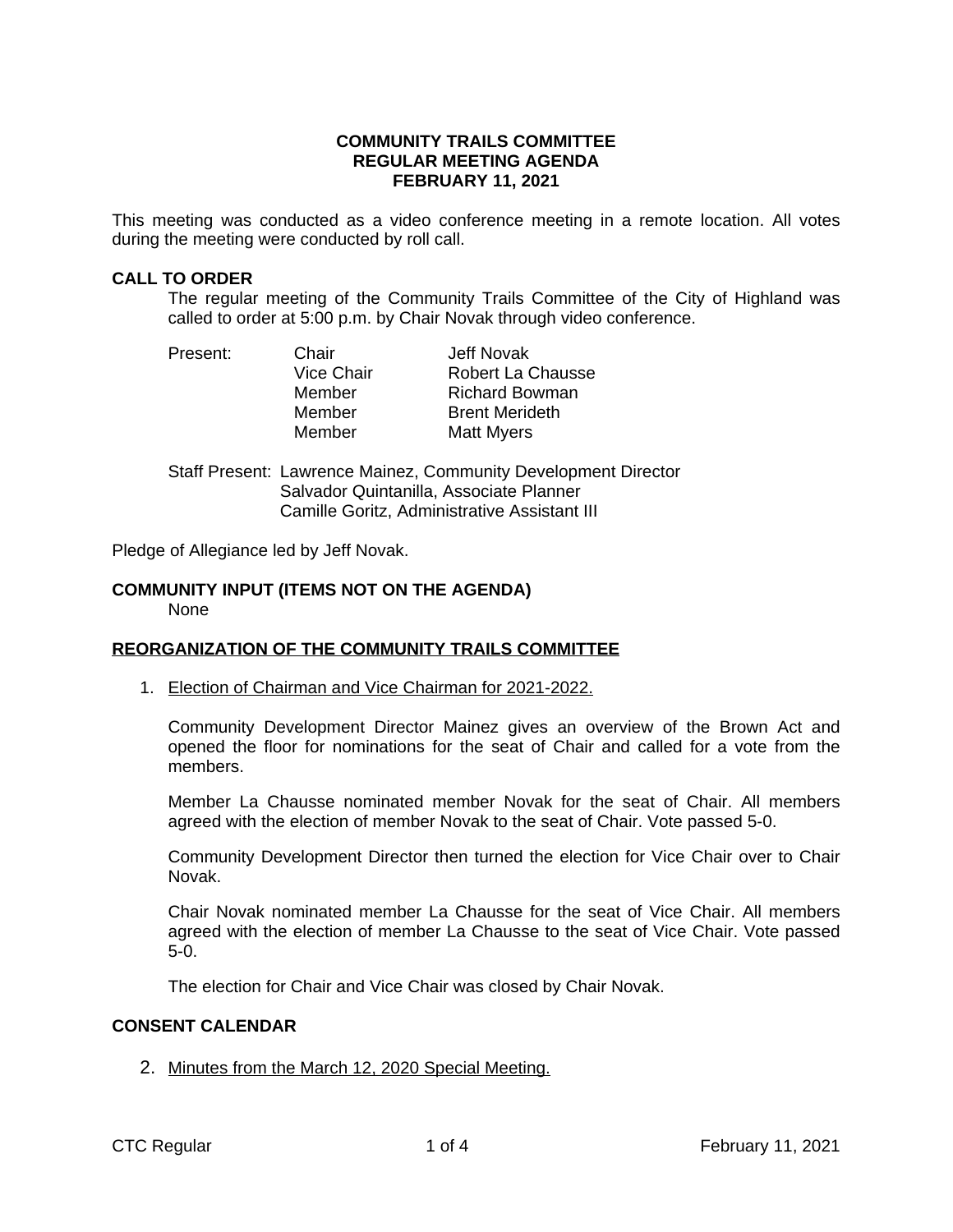**COMMUNITY TRAILS COMMITTEE**
**REGULAR MEETING AGENDA**
**FEBRUARY 11, 2021**

This meeting was conducted as a video conference meeting in a remote location. All votes during the meeting were conducted by roll call.

## CALL TO ORDER

The regular meeting of the Community Trails Committee of the City of Highland was called to order at 5:00 p.m. by Chair Novak through video conference.

| Present: | Chair | Jeff Novak |
|---|---|---|
| | Vice Chair | Robert La Chausse |
| | Member | Richard Bowman |
| | Member | Brent Merideth |
| | Member | Matt Myers |

Staff Present: Lawrence Mainez, Community Development Director
Salvador Quintanilla, Associate Planner
Camille Goritz, Administrative Assistant III

Pledge of Allegiance led by Jeff Novak.

## COMMUNITY INPUT (ITEMS NOT ON THE AGENDA)

None

## REORGANIZATION OF THE COMMUNITY TRAILS COMMITTEE

1. Election of Chairman and Vice Chairman for 2021-2022.

   Community Development Director Mainez gives an overview of the Brown Act and opened the floor for nominations for the seat of Chair and called for a vote from the members.

   Member La Chausse nominated member Novak for the seat of Chair. All members agreed with the election of member Novak to the seat of Chair. Vote passed 5-0.

   Community Development Director then turned the election for Vice Chair over to Chair Novak.

   Chair Novak nominated member La Chausse for the seat of Vice Chair. All members agreed with the election of member La Chausse to the seat of Vice Chair. Vote passed 5-0.

   The election for Chair and Vice Chair was closed by Chair Novak.

## CONSENT CALENDAR

2. Minutes from the March 12, 2020 Special Meeting.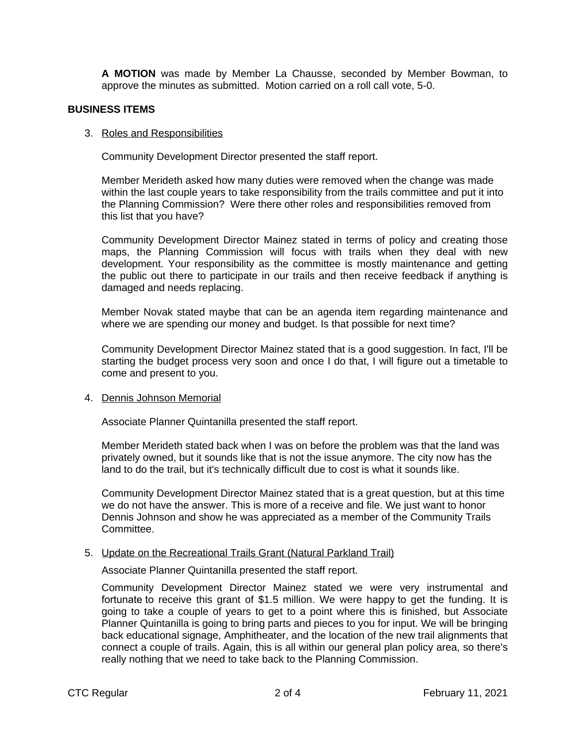**A MOTION** was made by Member La Chausse, seconded by Member Bowman, to approve the minutes as submitted. Motion carried on a roll call vote, 5-0.

## BUSINESS ITEMS

3. Roles and Responsibilities

   Community Development Director presented the staff report.

   Member Merideth asked how many duties were removed when the change was made within the last couple years to take responsibility from the trails committee and put it into the Planning Commission? Were there other roles and responsibilities removed from this list that you have?

   Community Development Director Mainez stated in terms of policy and creating those maps, the Planning Commission will focus with trails when they deal with new development. Your responsibility as the committee is mostly maintenance and getting the public out there to participate in our trails and then receive feedback if anything is damaged and needs replacing.

   Member Novak stated maybe that can be an agenda item regarding maintenance and where we are spending our money and budget. Is that possible for next time?

   Community Development Director Mainez stated that is a good suggestion. In fact, I'll be starting the budget process very soon and once I do that, I will figure out a timetable to come and present to you.

4. Dennis Johnson Memorial

   Associate Planner Quintanilla presented the staff report.

   Member Merideth stated back when I was on before the problem was that the land was privately owned, but it sounds like that is not the issue anymore. The city now has the land to do the trail, but it's technically difficult due to cost is what it sounds like.

   Community Development Director Mainez stated that is a great question, but at this time we do not have the answer. This is more of a receive and file. We just want to honor Dennis Johnson and show he was appreciated as a member of the Community Trails Committee.

5. Update on the Recreational Trails Grant (Natural Parkland Trail)

   Associate Planner Quintanilla presented the staff report.

   Community Development Director Mainez stated we were very instrumental and fortunate to receive this grant of $1.5 million. We were happy to get the funding. It is going to take a couple of years to get to a point where this is finished, but Associate Planner Quintanilla is going to bring parts and pieces to you for input. We will be bringing back educational signage, Amphitheater, and the location of the new trail alignments that connect a couple of trails. Again, this is all within our general plan policy area, so there's really nothing that we need to take back to the Planning Commission.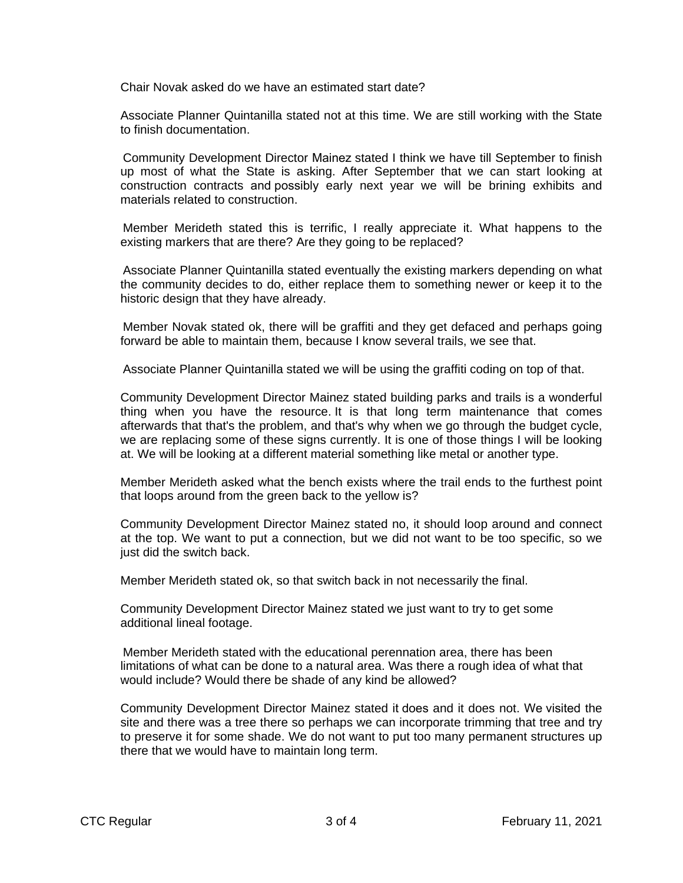Chair Novak asked do we have an estimated start date?

Associate Planner Quintanilla stated not at this time. We are still working with the State to finish documentation.

Community Development Director Mainez stated I think we have till September to finish up most of what the State is asking. After September that we can start looking at construction contracts and possibly early next year we will be brining exhibits and materials related to construction.

Member Merideth stated this is terrific, I really appreciate it. What happens to the existing markers that are there? Are they going to be replaced?

Associate Planner Quintanilla stated eventually the existing markers depending on what the community decides to do, either replace them to something newer or keep it to the historic design that they have already.

Member Novak stated ok, there will be graffiti and they get defaced and perhaps going forward be able to maintain them, because I know several trails, we see that.

Associate Planner Quintanilla stated we will be using the graffiti coding on top of that.

Community Development Director Mainez stated building parks and trails is a wonderful thing when you have the resource. It is that long term maintenance that comes afterwards that that's the problem, and that's why when we go through the budget cycle, we are replacing some of these signs currently. It is one of those things I will be looking at. We will be looking at a different material something like metal or another type.

Member Merideth asked what the bench exists where the trail ends to the furthest point that loops around from the green back to the yellow is?

Community Development Director Mainez stated no, it should loop around and connect at the top. We want to put a connection, but we did not want to be too specific, so we just did the switch back.

Member Merideth stated ok, so that switch back in not necessarily the final.

Community Development Director Mainez stated we just want to try to get some additional lineal footage.

Member Merideth stated with the educational perennation area, there has been limitations of what can be done to a natural area. Was there a rough idea of what that would include? Would there be shade of any kind be allowed?

Community Development Director Mainez stated it does and it does not. We visited the site and there was a tree there so perhaps we can incorporate trimming that tree and try to preserve it for some shade. We do not want to put too many permanent structures up there that we would have to maintain long term.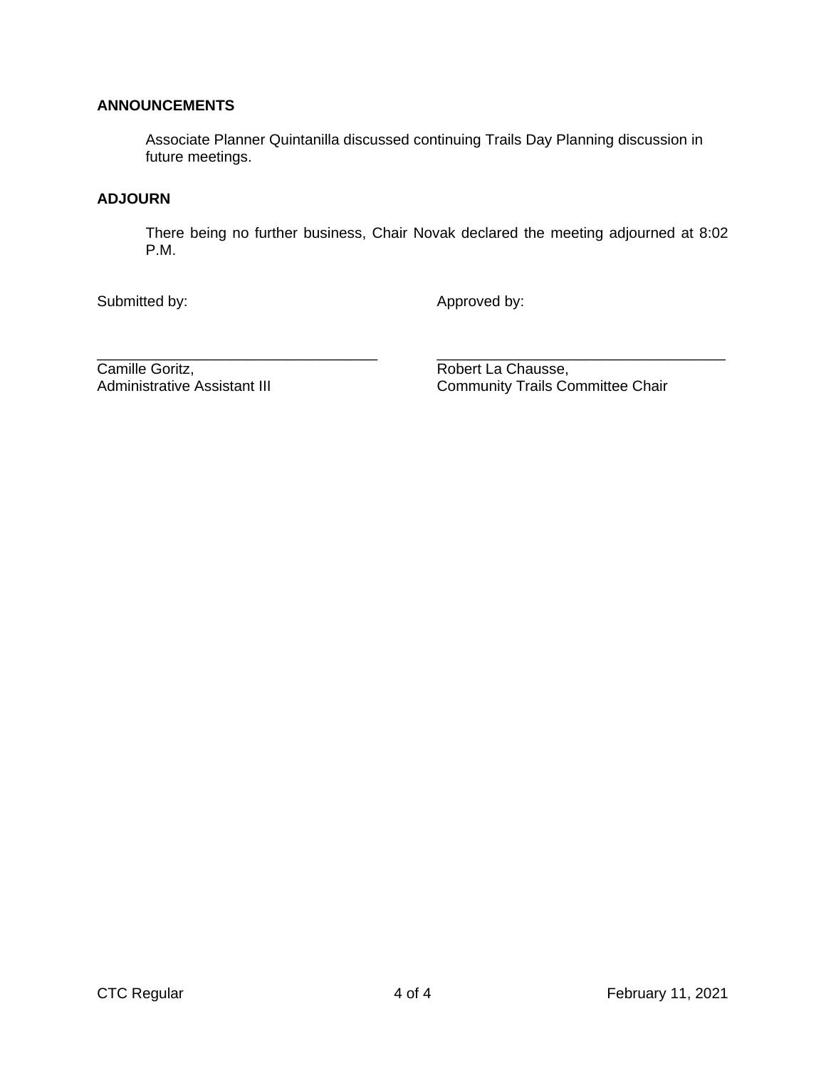**ANNOUNCEMENTS**

Associate Planner Quintanilla discussed continuing Trails Day Planning discussion in future meetings.

**ADJOURN**

There being no further business, Chair Novak declared the meeting adjourned at 8:02 P.M.

Submitted by:

\_\_\_\_\_\_\_\_\_\_\_\_\_\_\_\_\_\_\_\_\_\_\_\_\_\_\_\_\_\_\_\_\_\_\_

Camille Goritz,
Administrative Assistant III

Approved by:

\_\_\_\_\_\_\_\_\_\_\_\_\_\_\_\_\_\_\_\_\_\_\_\_\_\_\_\_\_\_\_\_\_\_\_\_

Robert La Chausse,
Community Trails Committee Chair